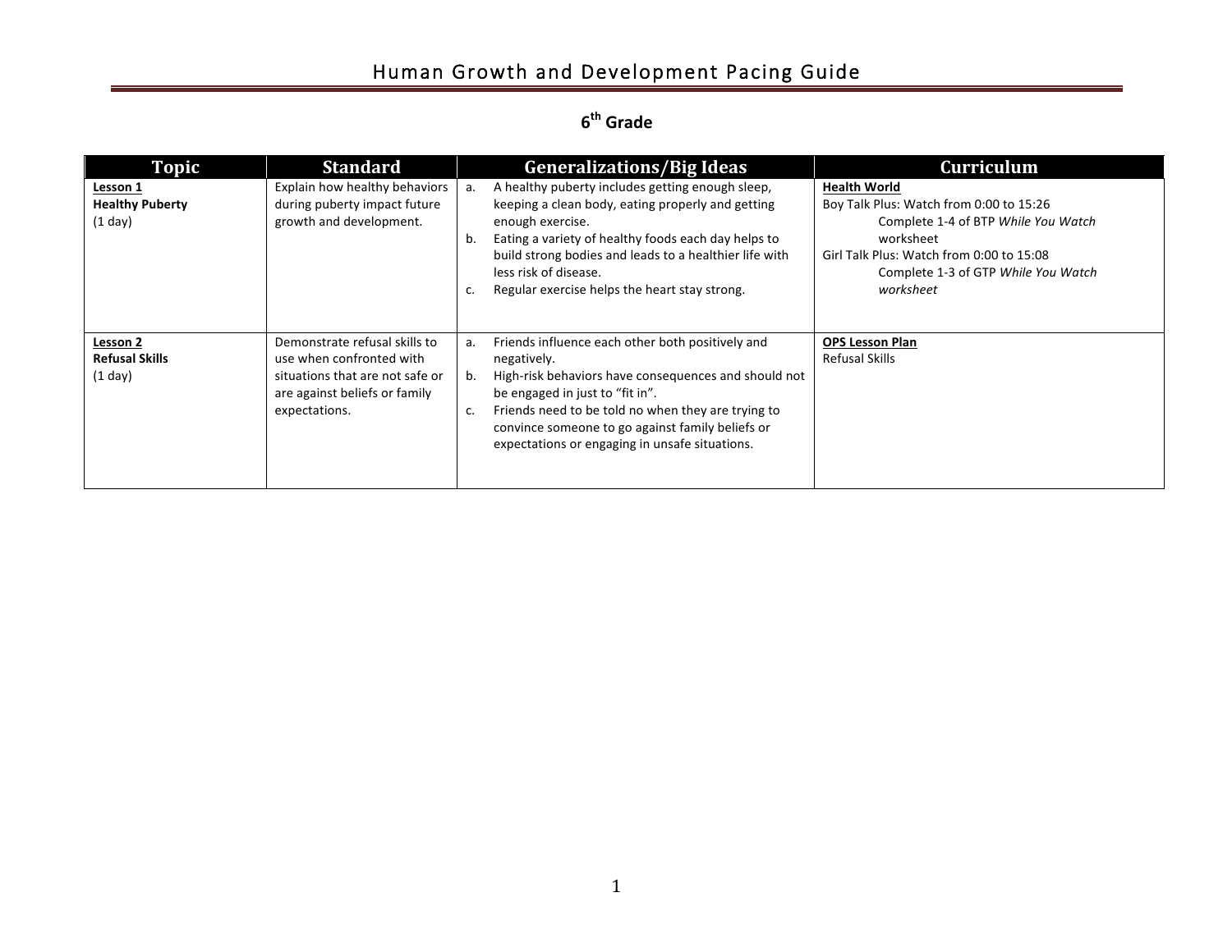# Human Growth and Development Pacing Guide

## 6th Grade

| Topic | Standard | Generalizations/Big Ideas | Curriculum |
|---|---|---|---|
| **Lesson 1**<br>**Healthy Puberty**<br>(1 day) | Explain how healthy behaviors during puberty impact future growth and development. | a. A healthy puberty includes getting enough sleep, keeping a clean body, eating properly and getting enough exercise.<br>b. Eating a variety of healthy foods each day helps to build strong bodies and leads to a healthier life with less risk of disease.<br>c. Regular exercise helps the heart stay strong. | **Health World**<br>Boy Talk Plus: Watch from 0:00 to 15:26<br>Complete 1-4 of BTP *While You Watch* worksheet<br>Girl Talk Plus: Watch from 0:00 to 15:08<br>Complete 1-3 of GTP *While You Watch worksheet* |
| **Lesson 2**<br>**Refusal Skills**<br>(1 day) | Demonstrate refusal skills to use when confronted with situations that are not safe or are against beliefs or family expectations. | a. Friends influence each other both positively and negatively.<br>b. High-risk behaviors have consequences and should not be engaged in just to "fit in".<br>c. Friends need to be told no when they are trying to convince someone to go against family beliefs or expectations or engaging in unsafe situations. | **OPS Lesson Plan**<br>Refusal Skills |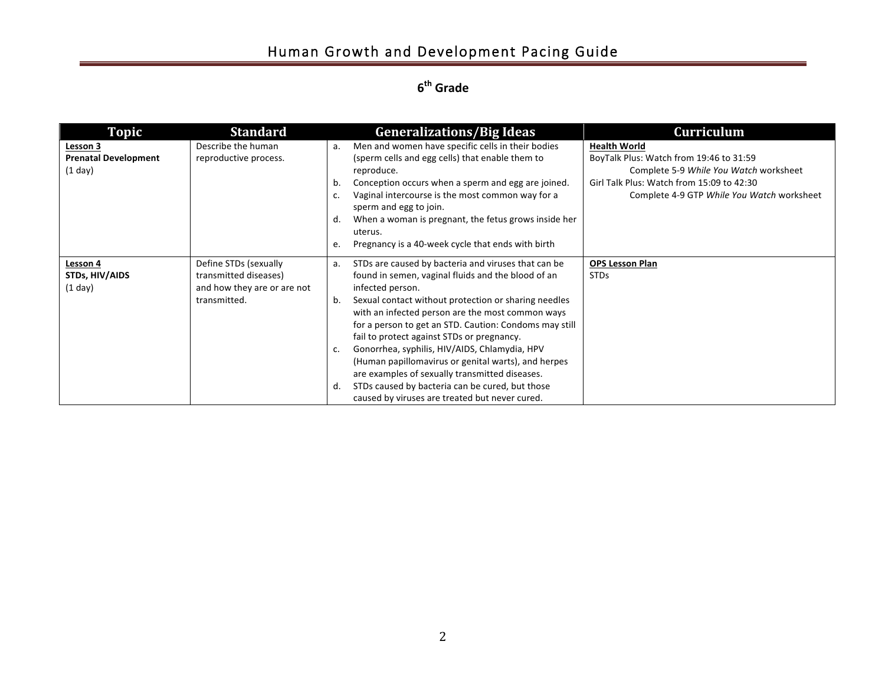# Human Growth and Development Pacing Guide

## 6th Grade

| Topic | Standard | Generalizations/Big Ideas | Curriculum |
|---|---|---|---|
| **Lesson 3**<br>**Prenatal Development**<br>(1 day) | Describe the human reproductive process. | a. Men and women have specific cells in their bodies (sperm cells and egg cells) that enable them to reproduce.<br>b. Conception occurs when a sperm and egg are joined.<br>c. Vaginal intercourse is the most common way for a sperm and egg to join.<br>d. When a woman is pregnant, the fetus grows inside her uterus.<br>e. Pregnancy is a 40-week cycle that ends with birth | **Health World**<br>BoyTalk Plus: Watch from 19:46 to 31:59<br>Complete 5-9 *While You Watch* worksheet<br>Girl Talk Plus: Watch from 15:09 to 42:30<br>Complete 4-9 GTP *While You Watch* worksheet |
| **Lesson 4**<br>**STDs, HIV/AIDS**<br>(1 day) | Define STDs (sexually transmitted diseases) and how they are or are not transmitted. | a. STDs are caused by bacteria and viruses that can be found in semen, vaginal fluids and the blood of an infected person.<br>b. Sexual contact without protection or sharing needles with an infected person are the most common ways for a person to get an STD. Caution: Condoms may still fail to protect against STDs or pregnancy.<br>c. Gonorrhea, syphilis, HIV/AIDS, Chlamydia, HPV (Human papillomavirus or genital warts), and herpes are examples of sexually transmitted diseases.<br>d. STDs caused by bacteria can be cured, but those caused by viruses are treated but never cured. | **OPS Lesson Plan**<br>STDs |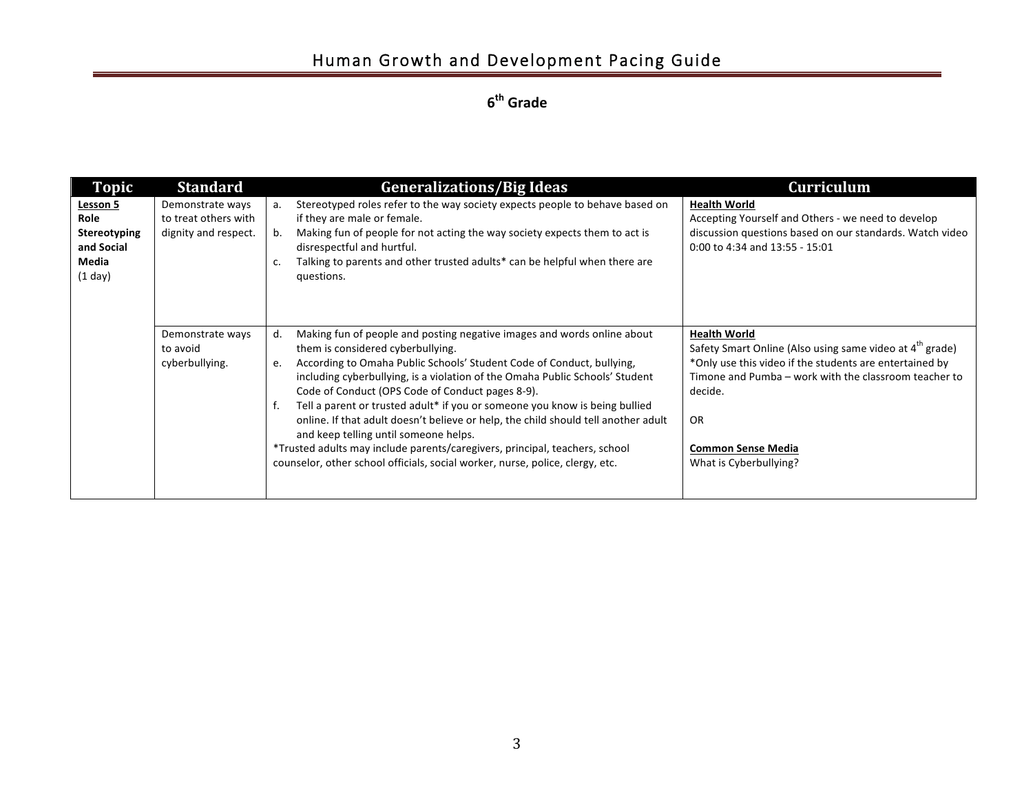# Human Growth and Development Pacing Guide

## 6th Grade

| Topic | Standard | Generalizations/Big Ideas | Curriculum |
|---|---|---|---|
| **Lesson 5** **Role Stereotyping and Social Media** (1 day) | Demonstrate ways to treat others with dignity and respect. | a. Stereotyped roles refer to the way society expects people to behave based on if they are male or female.<br>b. Making fun of people for not acting the way society expects them to act is disrespectful and hurtful.<br>c. Talking to parents and other trusted adults* can be helpful when there are questions. | **Health World**<br>Accepting Yourself and Others - we need to develop discussion questions based on our standards. Watch video 0:00 to 4:34 and 13:55 - 15:01 |
| | Demonstrate ways to avoid cyberbullying. | d. Making fun of people and posting negative images and words online about them is considered cyberbullying.<br>e. According to Omaha Public Schools' Student Code of Conduct, bullying, including cyberbullying, is a violation of the Omaha Public Schools' Student Code of Conduct (OPS Code of Conduct pages 8-9).<br>f. Tell a parent or trusted adult* if you or someone you know is being bullied online. If that adult doesn't believe or help, the child should tell another adult and keep telling until someone helps.<br>*Trusted adults may include parents/caregivers, principal, teachers, school counselor, other school officials, social worker, nurse, police, clergy, etc. | **Health World**<br>Safety Smart Online (Also using same video at 4th grade)<br>*Only use this video if the students are entertained by Timone and Pumba – work with the classroom teacher to decide.<br><br>OR<br><br>**Common Sense Media**<br>What is Cyberbullying? |